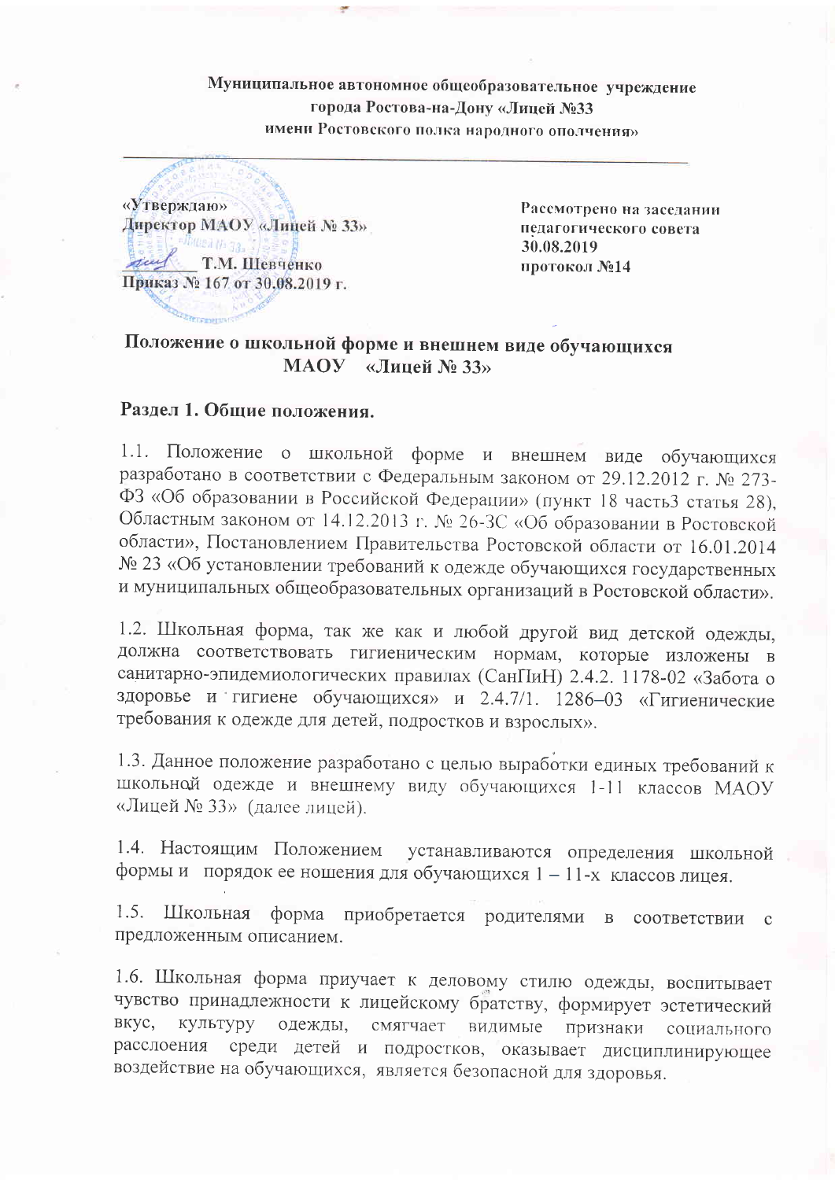Муниципальное автономное общеобразовательное учреждение
города Ростова-на-Дону «Лицей №33
имени Ростовского полка народного ополчения»

---

«Утверждаю»
Директор МАОУ «Лицей № 33»
________ Т.М. Шевченко
Приказ № 167 от 30.08.2019 г.

Рассмотрено на заседании
педагогического совета
30.08.2019
протокол №14

## Положение о школьной форме и внешнем виде обучающихся МАОУ «Лицей № 33»

### Раздел 1. Общие положения.

1.1. Положение о школьной форме и внешнем виде обучающихся разработано в соответствии с Федеральным законом от 29.12.2012 г. № 273-ФЗ «Об образовании в Российской Федерации» (пункт 18 часть3 статья 28), Областным законом от 14.12.2013 г. № 26-ЗС «Об образовании в Ростовской области», Постановлением Правительства Ростовской области от 16.01.2014 № 23 «Об установлении требований к одежде обучающихся государственных и муниципальных общеобразовательных организаций в Ростовской области».

1.2. Школьная форма, так же как и любой другой вид детской одежды, должна соответствовать гигиеническим нормам, которые изложены в санитарно-эпидемиологических правилах (СанПиН) 2.4.2. 1178-02 «Забота о здоровье и гигиене обучающихся» и 2.4.7/1. 1286–03 «Гигиенические требования к одежде для детей, подростков и взрослых».

1.3. Данное положение разработано с целью выработки единых требований к школьной одежде и внешнему виду обучающихся 1-11 классов МАОУ «Лицей № 33» (далее лицей).

1.4. Настоящим Положением устанавливаются определения школьной формы и порядок ее ношения для обучающихся 1 – 11-х классов лицея.

1.5. Школьная форма приобретается родителями в соответствии с предложенным описанием.

1.6. Школьная форма приучает к деловому стилю одежды, воспитывает чувство принадлежности к лицейскому братству, формирует эстетический вкус, культуру одежды, смягчает видимые признаки социального расслоения среди детей и подростков, оказывает дисциплинирующее воздействие на обучающихся, является безопасной для здоровья.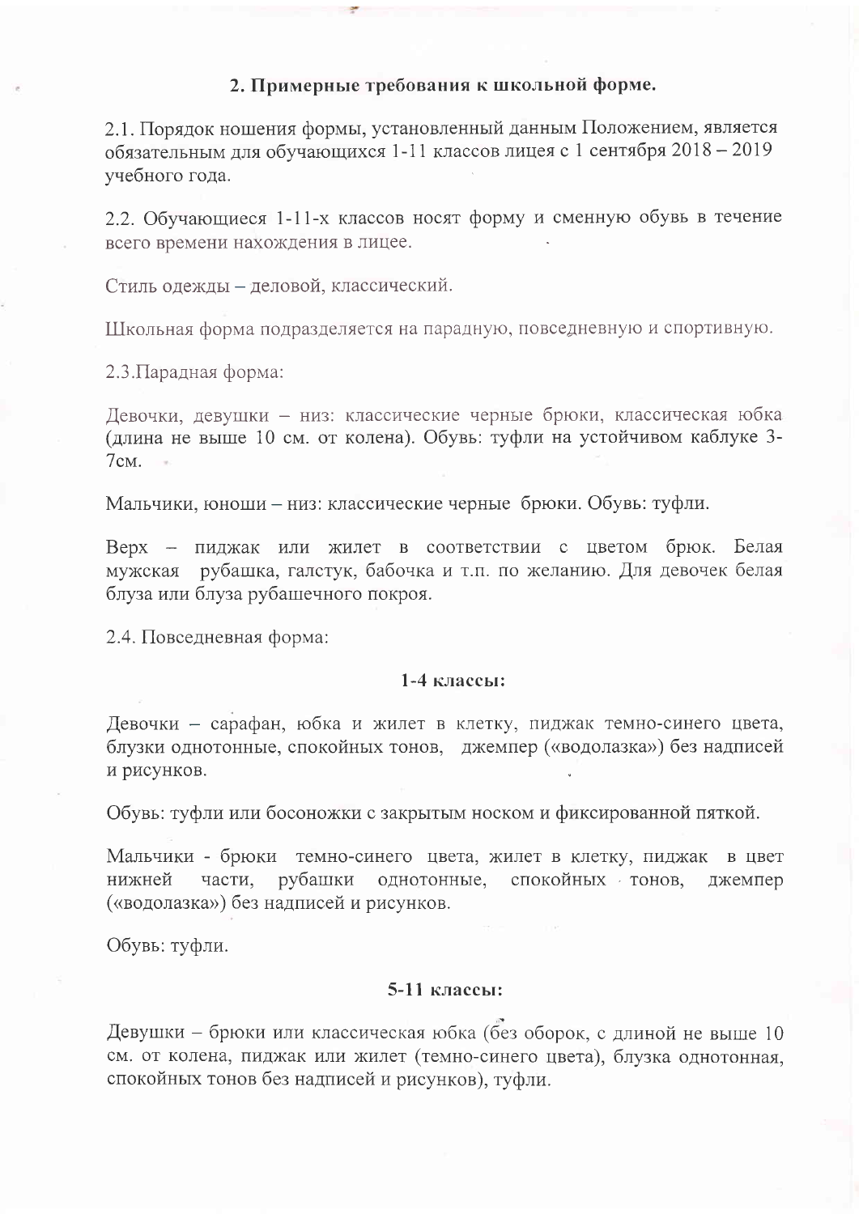## 2. Примерные требования к школьной форме.

2.1. Порядок ношения формы, установленный данным Положением, является обязательным для обучающихся 1-11 классов лицея с 1 сентября 2018 – 2019 учебного года.

2.2. Обучающиеся 1-11-х классов носят форму и сменную обувь в течение всего времени нахождения в лицее.

Стиль одежды – деловой, классический.

Школьная форма подразделяется на парадную, повседневную и спортивную.

2.3.Парадная форма:

Девочки, девушки – низ: классические черные брюки, классическая юбка (длина не выше 10 см. от колена). Обувь: туфли на устойчивом каблуке 3-7см.

Мальчики, юноши – низ: классические черные брюки. Обувь: туфли.

Верх – пиджак или жилет в соответствии с цветом брюк. Белая мужская рубашка, галстук, бабочка и т.п. по желанию. Для девочек белая блуза или блуза рубашечного покроя.

2.4. Повседневная форма:

**1-4 классы:**

Девочки – сарафан, юбка и жилет в клетку, пиджак темно-синего цвета, блузки однотонные, спокойных тонов, джемпер («водолазка») без надписей и рисунков.

Обувь: туфли или босоножки с закрытым носком и фиксированной пяткой.

Мальчики - брюки темно-синего цвета, жилет в клетку, пиджак в цвет нижней части, рубашки однотонные, спокойных тонов, джемпер («водолазка») без надписей и рисунков.

Обувь: туфли.

**5-11 классы:**

Девушки – брюки или классическая юбка (без оборок, с длиной не выше 10 см. от колена, пиджак или жилет (темно-синего цвета), блузка однотонная, спокойных тонов без надписей и рисунков), туфли.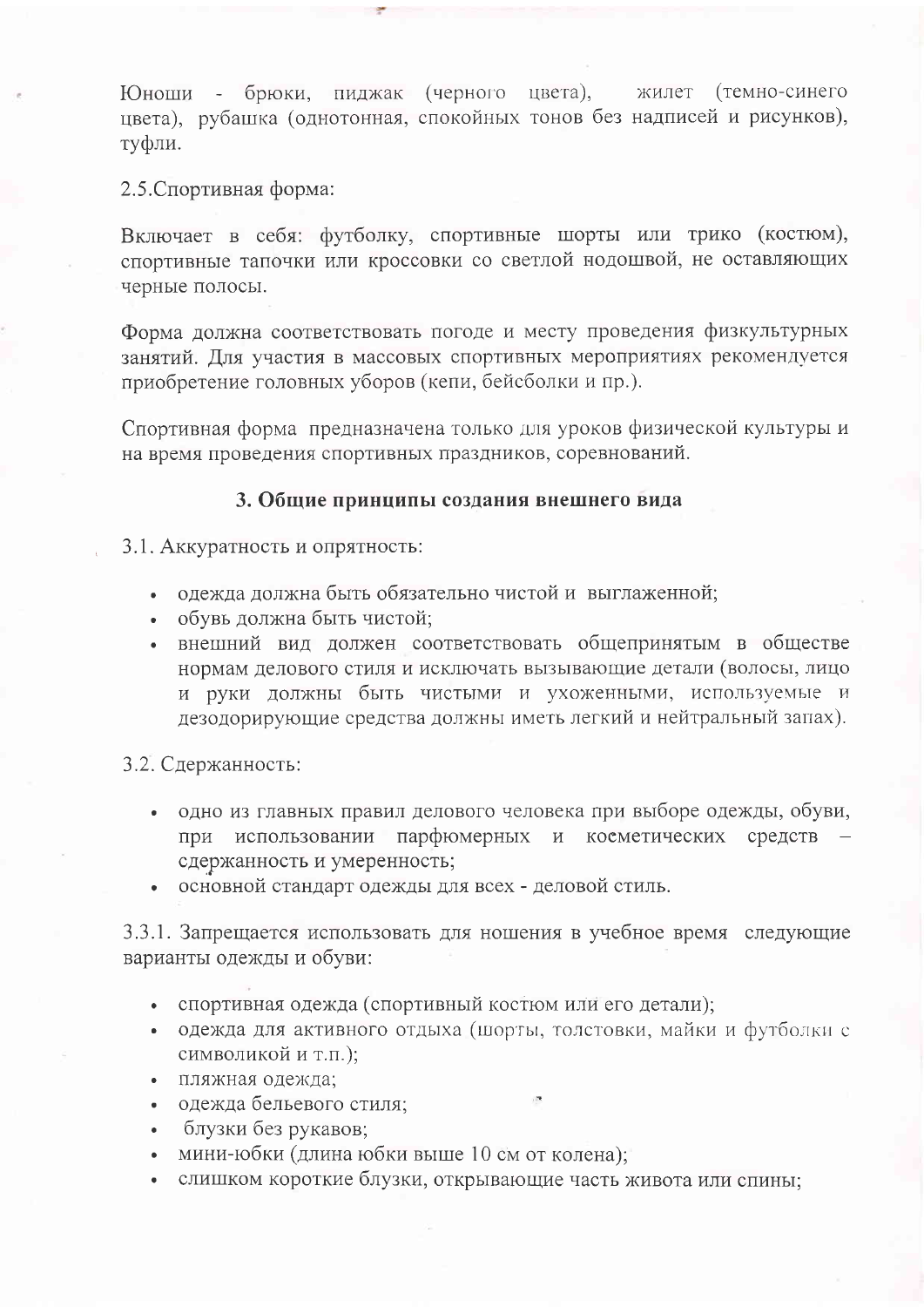Юноши - брюки, пиджак (черного цвета), жилет (темно-синего цвета), рубашка (однотонная, спокойных тонов без надписей и рисунков), туфли.

2.5.Спортивная форма:

Включает в себя: футболку, спортивные шорты или трико (костюм), спортивные тапочки или кроссовки со светлой нодошвой, не оставляющих черные полосы.

Форма должна соответствовать погоде и месту проведения физкультурных занятий. Для участия в массовых спортивных мероприятиях рекомендуется приобретение головных уборов (кепи, бейсболки и пр.).

Спортивная форма предназначена только для уроков физической культуры и на время проведения спортивных праздников, соревнований.

## 3. Общие принципы создания внешнего вида

3.1. Аккуратность и опрятность:

- одежда должна быть обязательно чистой и выглаженной;
- обувь должна быть чистой;
- внешний вид должен соответствовать общепринятым в обществе нормам делового стиля и исключать вызывающие детали (волосы, лицо и руки должны быть чистыми и ухоженными, используемые и дезодорирующие средства должны иметь легкий и нейтральный запах).

3.2. Сдержанность:

- одно из главных правил делового человека при выборе одежды, обуви, при использовании парфюмерных и косметических средств – сдержанность и умеренность;
- основной стандарт одежды для всех - деловой стиль.

3.3.1. Запрещается использовать для ношения в учебное время следующие варианты одежды и обуви:

- спортивная одежда (спортивный костюм или его детали);
- одежда для активного отдыха (шорты, толстовки, майки и футболки с символикой и т.п.);
- пляжная одежда;
- одежда бельевого стиля;
- блузки без рукавов;
- мини-юбки (длина юбки выше 10 см от колена);
- слишком короткие блузки, открывающие часть живота или спины;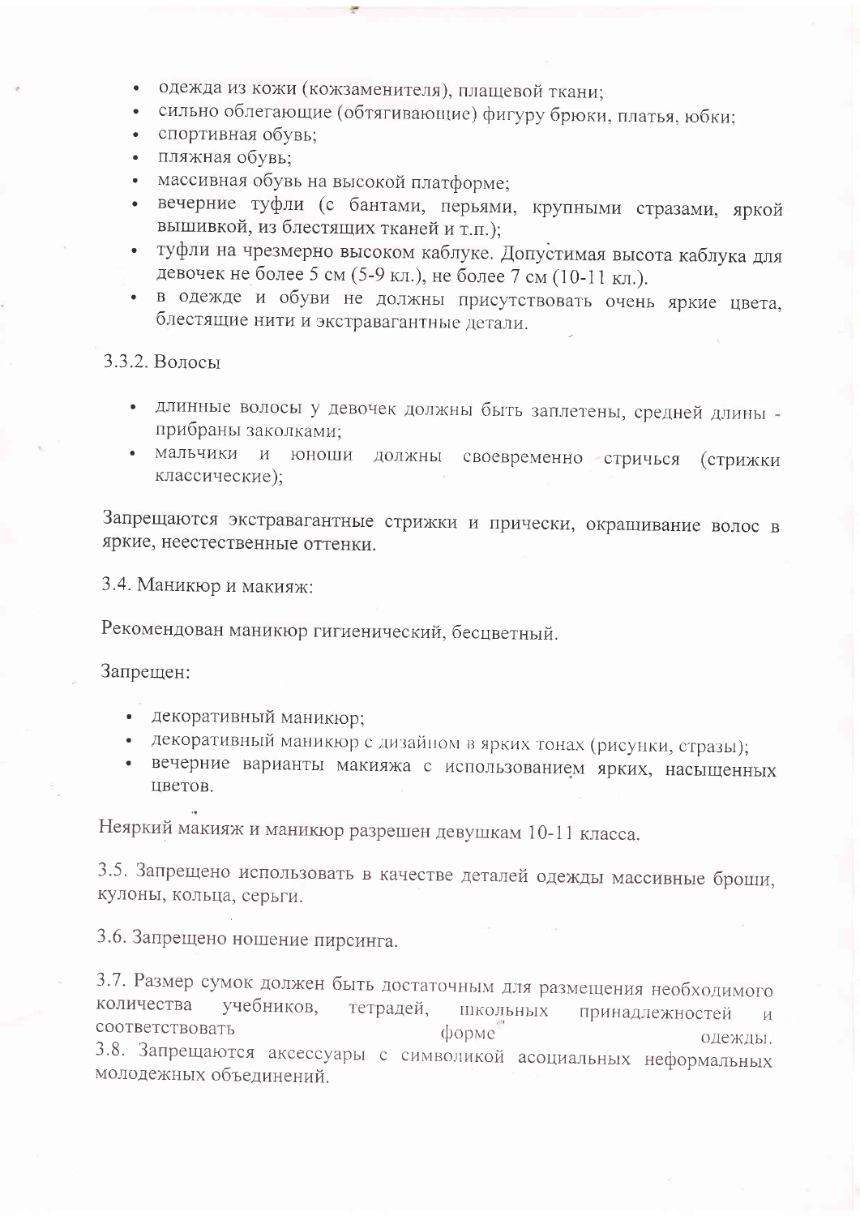- одежда из кожи (кожзаменителя), плащевой ткани;
- сильно облегающие (обтягивающие) фигуру брюки, платья, юбки;
- спортивная обувь;
- пляжная обувь;
- массивная обувь на высокой платформе;
- вечерние туфли (с бантами, перьями, крупными стразами, яркой вышивкой, из блестящих тканей и т.п.);
- туфли на чрезмерно высоком каблуке. Допустимая высота каблука для девочек не более 5 см (5-9 кл.), не более 7 см (10-11 кл.).
- в одежде и обуви не должны присутствовать очень яркие цвета, блестящие нити и экстравагантные детали.

3.3.2. Волосы

- длинные волосы у девочек должны быть заплетены, средней длины - прибраны заколками;
- мальчики и юноши должны своевременно стричься (стрижки классические);

Запрещаются экстравагантные стрижки и прически, окрашивание волос в яркие, неестественные оттенки.

3.4. Маникюр и макияж:

Рекомендован маникюр гигиенический, бесцветный.

Запрещен:

- декоративный маникюр;
- декоративный маникюр с дизайном в ярких тонах (рисунки, стразы);
- вечерние варианты макияжа с использованием ярких, насыщенных цветов.

Неяркий макияж и маникюр разрешен девушкам 10-11 класса.

3.5. Запрещено использовать в качестве деталей одежды массивные броши, кулоны, кольца, серьги.

3.6. Запрещено ношение пирсинга.

3.7. Размер сумок должен быть достаточным для размещения необходимого количества учебников, тетрадей, школьных принадлежностей и соответствовать форме одежды.

3.8. Запрещаются аксессуары с символикой асоциальных неформальных молодежных объединений.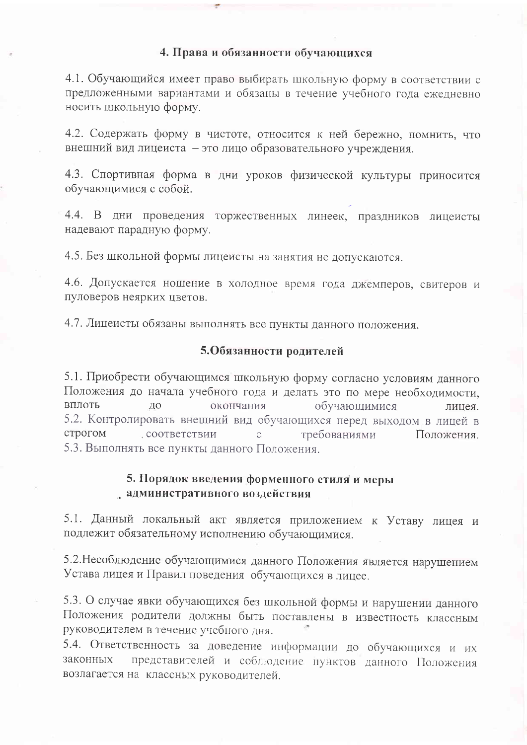## 4. Права и обязанности обучающихся

4.1. Обучающийся имеет право выбирать школьную форму в соответствии с предложенными вариантами и обязаны в течение учебного года ежедневно носить школьную форму.

4.2. Содержать форму в чистоте, относится к ней бережно, помнить, что внешний вид лицеиста – это лицо образовательного учреждения.

4.3. Спортивная форма в дни уроков физической культуры приносится обучающимися с собой.

4.4. В дни проведения торжественных линеек, праздников лицеисты надевают парадную форму.

4.5. Без школьной формы лицеисты на занятия не допускаются.

4.6. Допускается ношение в холодное время года джемперов, свитеров и пуловеров неярких цветов.

4.7. Лицеисты обязаны выполнять все пункты данного положения.

## 5.Обязанности родителей

5.1. Приобрести обучающимся школьную форму согласно условиям данного Положения до начала учебного года и делать это по мере необходимости, вплоть до окончания обучающимися лицея.
5.2. Контролировать внешний вид обучающихся перед выходом в лицей в строгом соответствии с требованиями Положения.
5.3. Выполнять все пункты данного Положения.

## 5. Порядок введения форменного стиля и меры административного воздействия

5.1. Данный локальный акт является приложением к Уставу лицея и подлежит обязательному исполнению обучающимися.

5.2.Несоблюдение обучающимися данного Положения является нарушением Устава лицея и Правил поведения обучающихся в лицее.

5.3. О случае явки обучающихся без школьной формы и нарушении данного Положения родители должны быть поставлены в известность классным руководителем в течение учебного дня.
5.4. Ответственность за доведение информации до обучающихся и их законных представителей и соблюдение пунктов данного Положения возлагается на классных руководителей.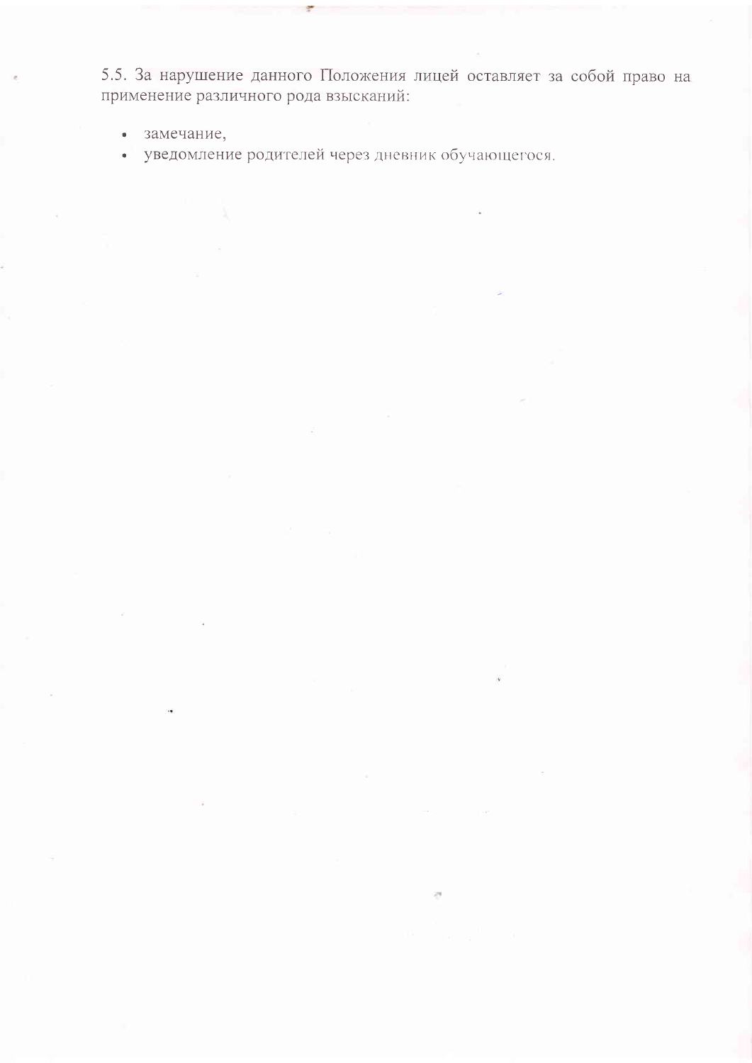5.5. За нарушение данного Положения лицей оставляет за собой право на применение различного рода взысканий:

- замечание,
- уведомление родителей через дневник обучающегося.